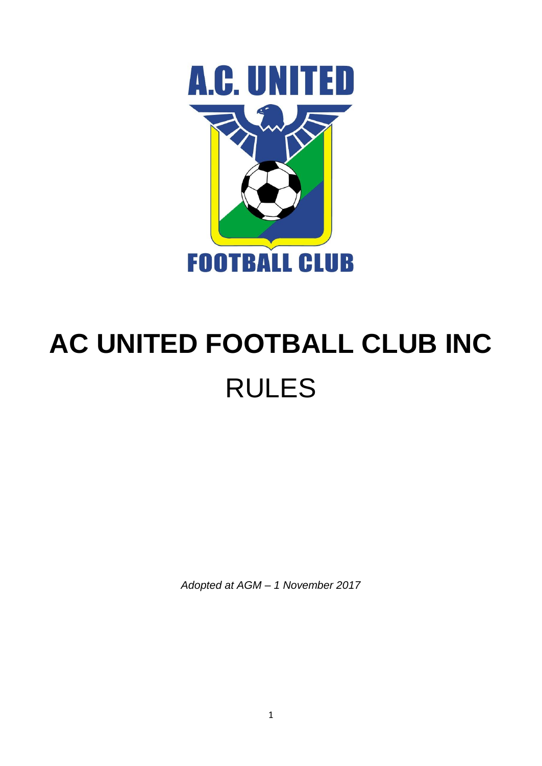# AC UNITED FOOTBALL CLUB INC

# RULES

*Adopted at AGM – 1 November 2017*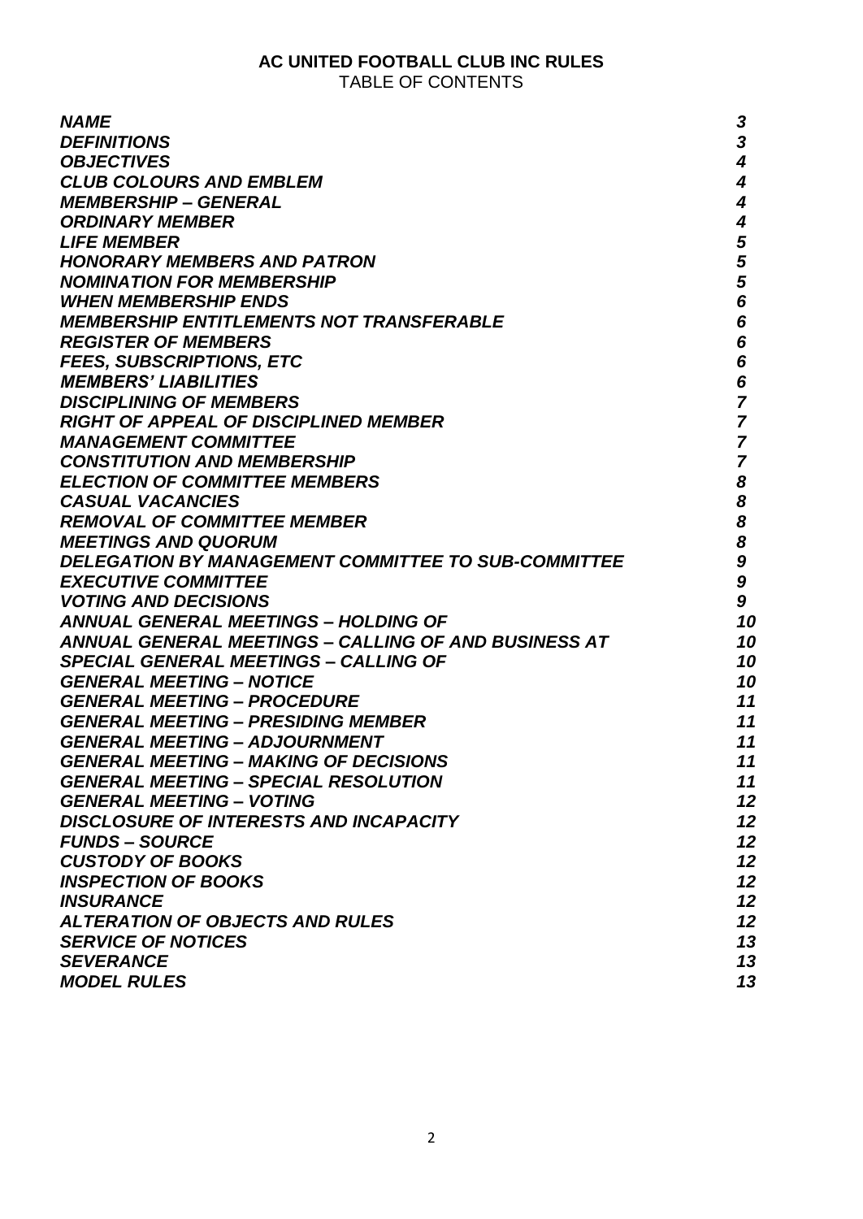# AC UNITED FOOTBALL CLUB INC RULES

TABLE OF CONTENTS

| | |
|---|---|
| ***NAME*** | ***3*** |
| ***DEFINITIONS*** | ***3*** |
| ***OBJECTIVES*** | ***4*** |
| ***CLUB COLOURS AND EMBLEM*** | ***4*** |
| ***MEMBERSHIP – GENERAL*** | ***4*** |
| ***ORDINARY MEMBER*** | ***4*** |
| ***LIFE MEMBER*** | ***5*** |
| ***HONORARY MEMBERS AND PATRON*** | ***5*** |
| ***NOMINATION FOR MEMBERSHIP*** | ***5*** |
| ***WHEN MEMBERSHIP ENDS*** | ***6*** |
| ***MEMBERSHIP ENTITLEMENTS NOT TRANSFERABLE*** | ***6*** |
| ***REGISTER OF MEMBERS*** | ***6*** |
| ***FEES, SUBSCRIPTIONS, ETC*** | ***6*** |
| ***MEMBERS' LIABILITIES*** | ***6*** |
| ***DISCIPLINING OF MEMBERS*** | ***7*** |
| ***RIGHT OF APPEAL OF DISCIPLINED MEMBER*** | ***7*** |
| ***MANAGEMENT COMMITTEE*** | ***7*** |
| ***CONSTITUTION AND MEMBERSHIP*** | ***7*** |
| ***ELECTION OF COMMITTEE MEMBERS*** | ***8*** |
| ***CASUAL VACANCIES*** | ***8*** |
| ***REMOVAL OF COMMITTEE MEMBER*** | ***8*** |
| ***MEETINGS AND QUORUM*** | ***8*** |
| ***DELEGATION BY MANAGEMENT COMMITTEE TO SUB-COMMITTEE*** | ***9*** |
| ***EXECUTIVE COMMITTEE*** | ***9*** |
| ***VOTING AND DECISIONS*** | ***9*** |
| ***ANNUAL GENERAL MEETINGS – HOLDING OF*** | ***10*** |
| ***ANNUAL GENERAL MEETINGS – CALLING OF AND BUSINESS AT*** | ***10*** |
| ***SPECIAL GENERAL MEETINGS – CALLING OF*** | ***10*** |
| ***GENERAL MEETING – NOTICE*** | ***10*** |
| ***GENERAL MEETING – PROCEDURE*** | ***11*** |
| ***GENERAL MEETING – PRESIDING MEMBER*** | ***11*** |
| ***GENERAL MEETING – ADJOURNMENT*** | ***11*** |
| ***GENERAL MEETING – MAKING OF DECISIONS*** | ***11*** |
| ***GENERAL MEETING – SPECIAL RESOLUTION*** | ***11*** |
| ***GENERAL MEETING – VOTING*** | ***12*** |
| ***DISCLOSURE OF INTERESTS AND INCAPACITY*** | ***12*** |
| ***FUNDS – SOURCE*** | ***12*** |
| ***CUSTODY OF BOOKS*** | ***12*** |
| ***INSPECTION OF BOOKS*** | ***12*** |
| ***INSURANCE*** | ***12*** |
| ***ALTERATION OF OBJECTS AND RULES*** | ***12*** |
| ***SERVICE OF NOTICES*** | ***13*** |
| ***SEVERANCE*** | ***13*** |
| ***MODEL RULES*** | ***13*** |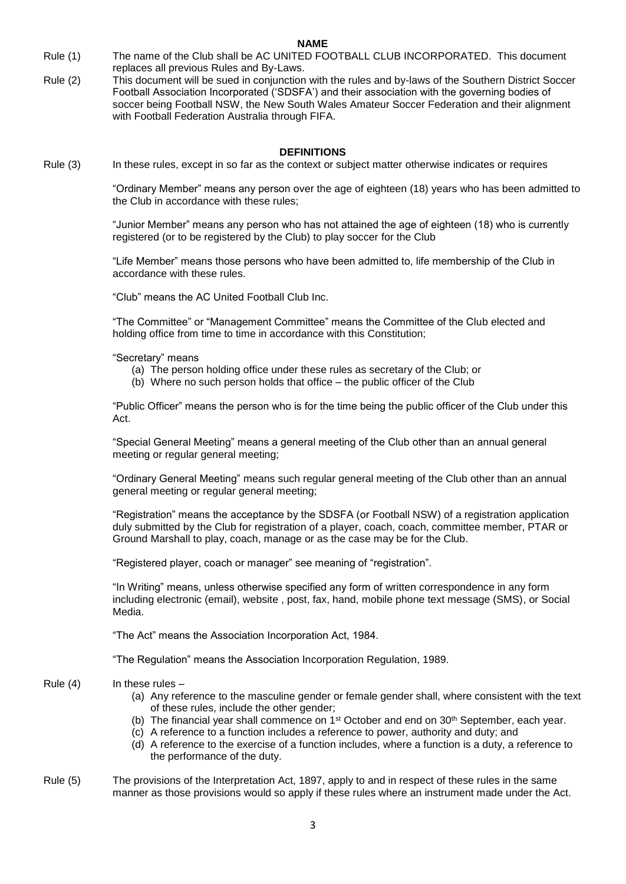## NAME

Rule (1) The name of the Club shall be AC UNITED FOOTBALL CLUB INCORPORATED. This document replaces all previous Rules and By-Laws.

Rule (2) This document will be sued in conjunction with the rules and by-laws of the Southern District Soccer Football Association Incorporated ('SDSFA') and their association with the governing bodies of soccer being Football NSW, the New South Wales Amateur Soccer Federation and their alignment with Football Federation Australia through FIFA.

## DEFINITIONS

Rule (3) In these rules, except in so far as the context or subject matter otherwise indicates or requires

"Ordinary Member" means any person over the age of eighteen (18) years who has been admitted to the Club in accordance with these rules;

"Junior Member" means any person who has not attained the age of eighteen (18) who is currently registered (or to be registered by the Club) to play soccer for the Club

"Life Member" means those persons who have been admitted to, life membership of the Club in accordance with these rules.

"Club" means the AC United Football Club Inc.

"The Committee" or "Management Committee" means the Committee of the Club elected and holding office from time to time in accordance with this Constitution;

"Secretary" means

(a) The person holding office under these rules as secretary of the Club; or
(b) Where no such person holds that office – the public officer of the Club

"Public Officer" means the person who is for the time being the public officer of the Club under this Act.

"Special General Meeting" means a general meeting of the Club other than an annual general meeting or regular general meeting;

"Ordinary General Meeting" means such regular general meeting of the Club other than an annual general meeting or regular general meeting;

"Registration" means the acceptance by the SDSFA (or Football NSW) of a registration application duly submitted by the Club for registration of a player, coach, coach, committee member, PTAR or Ground Marshall to play, coach, manage or as the case may be for the Club.

"Registered player, coach or manager" see meaning of "registration".

"In Writing" means, unless otherwise specified any form of written correspondence in any form including electronic (email), website , post, fax, hand, mobile phone text message (SMS), or Social Media.

"The Act" means the Association Incorporation Act, 1984.

"The Regulation" means the Association Incorporation Regulation, 1989.

Rule (4) In these rules –

(a) Any reference to the masculine gender or female gender shall, where consistent with the text of these rules, include the other gender;
(b) The financial year shall commence on 1st October and end on 30th September, each year.
(c) A reference to a function includes a reference to power, authority and duty; and
(d) A reference to the exercise of a function includes, where a function is a duty, a reference to the performance of the duty.

Rule (5) The provisions of the Interpretation Act, 1897, apply to and in respect of these rules in the same manner as those provisions would so apply if these rules where an instrument made under the Act.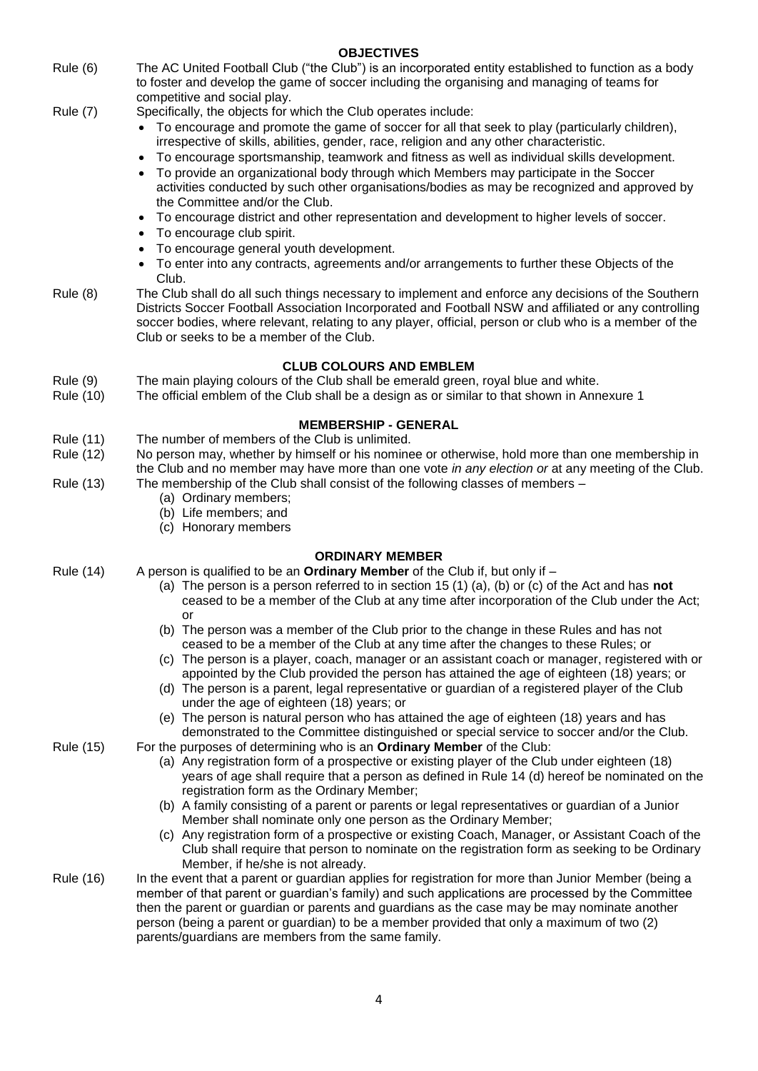## OBJECTIVES

Rule (6) The AC United Football Club ("the Club") is an incorporated entity established to function as a body to foster and develop the game of soccer including the organising and managing of teams for competitive and social play.

Rule (7) Specifically, the objects for which the Club operates include:

- To encourage and promote the game of soccer for all that seek to play (particularly children), irrespective of skills, abilities, gender, race, religion and any other characteristic.
- To encourage sportsmanship, teamwork and fitness as well as individual skills development.
- To provide an organizational body through which Members may participate in the Soccer activities conducted by such other organisations/bodies as may be recognized and approved by the Committee and/or the Club.
- To encourage district and other representation and development to higher levels of soccer.
- To encourage club spirit.
- To encourage general youth development.
- To enter into any contracts, agreements and/or arrangements to further these Objects of the Club.

Rule (8) The Club shall do all such things necessary to implement and enforce any decisions of the Southern Districts Soccer Football Association Incorporated and Football NSW and affiliated or any controlling soccer bodies, where relevant, relating to any player, official, person or club who is a member of the Club or seeks to be a member of the Club.

## CLUB COLOURS AND EMBLEM

Rule (9) The main playing colours of the Club shall be emerald green, royal blue and white.

Rule (10) The official emblem of the Club shall be a design as or similar to that shown in Annexure 1

## MEMBERSHIP - GENERAL

Rule (11) The number of members of the Club is unlimited.

Rule (12) No person may, whether by himself or his nominee or otherwise, hold more than one membership in the Club and no member may have more than one vote *in any election or* at any meeting of the Club.

Rule (13) The membership of the Club shall consist of the following classes of members –

(a) Ordinary members;
(b) Life members; and
(c) Honorary members

## ORDINARY MEMBER

Rule (14) A person is qualified to be an **Ordinary Member** of the Club if, but only if –

(a) The person is a person referred to in section 15 (1) (a), (b) or (c) of the Act and has **not** ceased to be a member of the Club at any time after incorporation of the Club under the Act; or

(b) The person was a member of the Club prior to the change in these Rules and has not ceased to be a member of the Club at any time after the changes to these Rules; or

(c) The person is a player, coach, manager or an assistant coach or manager, registered with or appointed by the Club provided the person has attained the age of eighteen (18) years; or

(d) The person is a parent, legal representative or guardian of a registered player of the Club under the age of eighteen (18) years; or

(e) The person is natural person who has attained the age of eighteen (18) years and has demonstrated to the Committee distinguished or special service to soccer and/or the Club.

Rule (15) For the purposes of determining who is an **Ordinary Member** of the Club:

(a) Any registration form of a prospective or existing player of the Club under eighteen (18) years of age shall require that a person as defined in Rule 14 (d) hereof be nominated on the registration form as the Ordinary Member;

(b) A family consisting of a parent or parents or legal representatives or guardian of a Junior Member shall nominate only one person as the Ordinary Member;

(c) Any registration form of a prospective or existing Coach, Manager, or Assistant Coach of the Club shall require that person to nominate on the registration form as seeking to be Ordinary Member, if he/she is not already.

Rule (16) In the event that a parent or guardian applies for registration for more than Junior Member (being a member of that parent or guardian's family) and such applications are processed by the Committee then the parent or guardian or parents and guardians as the case may be may nominate another person (being a parent or guardian) to be a member provided that only a maximum of two (2) parents/guardians are members from the same family.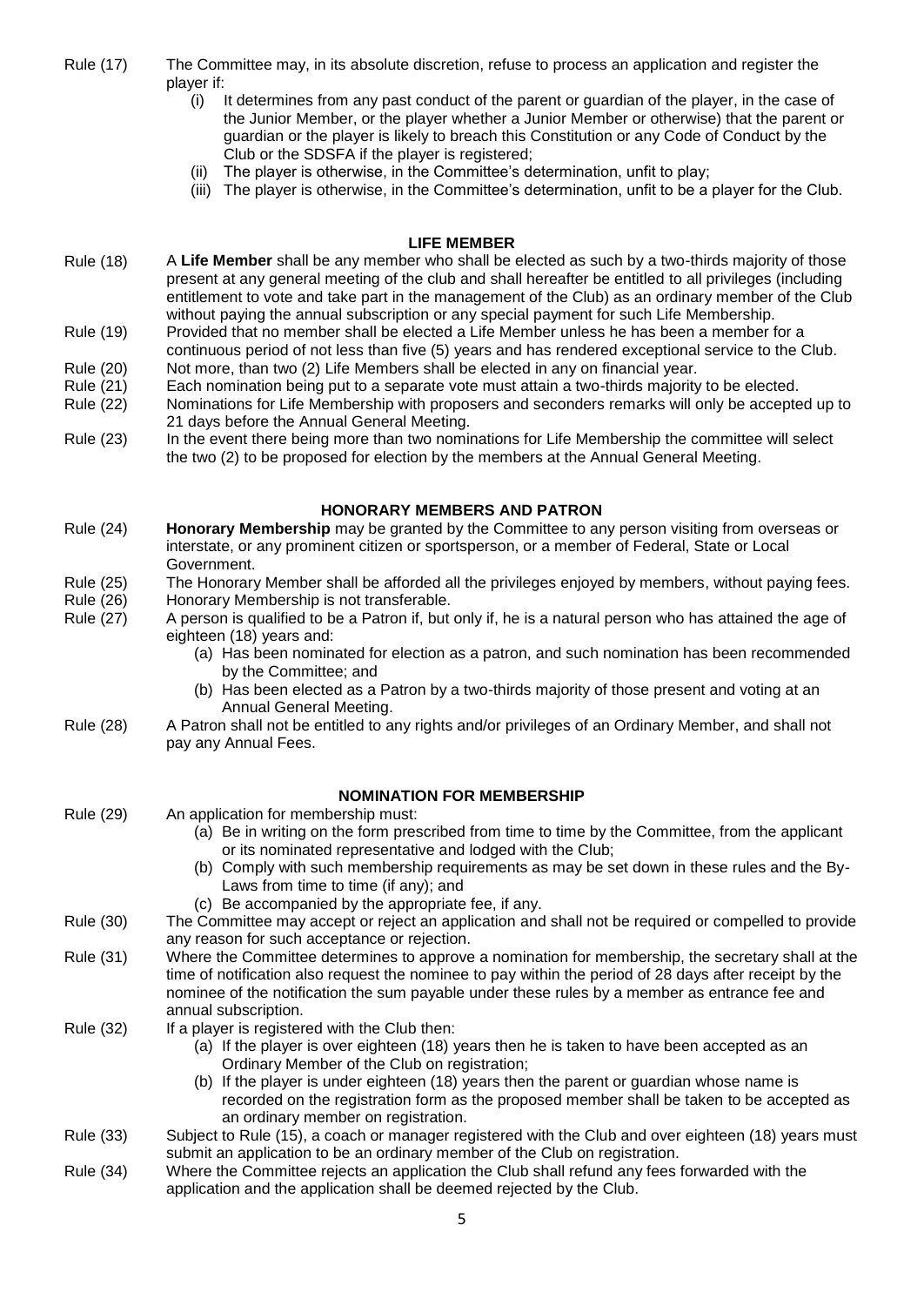Rule (17) The Committee may, in its absolute discretion, refuse to process an application and register the player if:

- (i) It determines from any past conduct of the parent or guardian of the player, in the case of the Junior Member, or the player whether a Junior Member or otherwise) that the parent or guardian or the player is likely to breach this Constitution or any Code of Conduct by the Club or the SDSFA if the player is registered;
- (ii) The player is otherwise, in the Committee's determination, unfit to play;
- (iii) The player is otherwise, in the Committee's determination, unfit to be a player for the Club.

## LIFE MEMBER

Rule (18) A **Life Member** shall be any member who shall be elected as such by a two-thirds majority of those present at any general meeting of the club and shall hereafter be entitled to all privileges (including entitlement to vote and take part in the management of the Club) as an ordinary member of the Club without paying the annual subscription or any special payment for such Life Membership.

Rule (19) Provided that no member shall be elected a Life Member unless he has been a member for a continuous period of not less than five (5) years and has rendered exceptional service to the Club.

Rule (20) Not more, than two (2) Life Members shall be elected in any on financial year.

Rule (21) Each nomination being put to a separate vote must attain a two-thirds majority to be elected.

Rule (22) Nominations for Life Membership with proposers and seconders remarks will only be accepted up to 21 days before the Annual General Meeting.

Rule (23) In the event there being more than two nominations for Life Membership the committee will select the two (2) to be proposed for election by the members at the Annual General Meeting.

## HONORARY MEMBERS AND PATRON

Rule (24) **Honorary Membership** may be granted by the Committee to any person visiting from overseas or interstate, or any prominent citizen or sportsperson, or a member of Federal, State or Local Government.

Rule (25) The Honorary Member shall be afforded all the privileges enjoyed by members, without paying fees.

Rule (26) Honorary Membership is not transferable.

Rule (27) A person is qualified to be a Patron if, but only if, he is a natural person who has attained the age of eighteen (18) years and:

- (a) Has been nominated for election as a patron, and such nomination has been recommended by the Committee; and
- (b) Has been elected as a Patron by a two-thirds majority of those present and voting at an Annual General Meeting.

Rule (28) A Patron shall not be entitled to any rights and/or privileges of an Ordinary Member, and shall not pay any Annual Fees.

## NOMINATION FOR MEMBERSHIP

Rule (29) An application for membership must:

- (a) Be in writing on the form prescribed from time to time by the Committee, from the applicant or its nominated representative and lodged with the Club;
- (b) Comply with such membership requirements as may be set down in these rules and the By-Laws from time to time (if any); and
- (c) Be accompanied by the appropriate fee, if any.

Rule (30) The Committee may accept or reject an application and shall not be required or compelled to provide any reason for such acceptance or rejection.

Rule (31) Where the Committee determines to approve a nomination for membership, the secretary shall at the time of notification also request the nominee to pay within the period of 28 days after receipt by the nominee of the notification the sum payable under these rules by a member as entrance fee and annual subscription.

Rule (32) If a player is registered with the Club then:

- (a) If the player is over eighteen (18) years then he is taken to have been accepted as an Ordinary Member of the Club on registration;
- (b) If the player is under eighteen (18) years then the parent or guardian whose name is recorded on the registration form as the proposed member shall be taken to be accepted as an ordinary member on registration.

Rule (33) Subject to Rule (15), a coach or manager registered with the Club and over eighteen (18) years must submit an application to be an ordinary member of the Club on registration.

Rule (34) Where the Committee rejects an application the Club shall refund any fees forwarded with the application and the application shall be deemed rejected by the Club.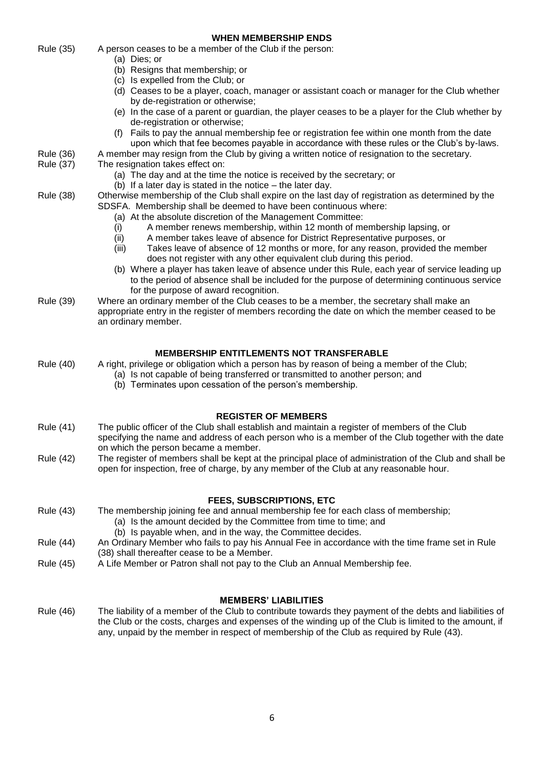## WHEN MEMBERSHIP ENDS

Rule (35) A person ceases to be a member of the Club if the person:

(a) Dies; or
(b) Resigns that membership; or
(c) Is expelled from the Club; or
(d) Ceases to be a player, coach, manager or assistant coach or manager for the Club whether by de-registration or otherwise;
(e) In the case of a parent or guardian, the player ceases to be a player for the Club whether by de-registration or otherwise;
(f) Fails to pay the annual membership fee or registration fee within one month from the date upon which that fee becomes payable in accordance with these rules or the Club's by-laws.

Rule (36) A member may resign from the Club by giving a written notice of resignation to the secretary.

Rule (37) The resignation takes effect on:

(a) The day and at the time the notice is received by the secretary; or
(b) If a later day is stated in the notice – the later day.

Rule (38) Otherwise membership of the Club shall expire on the last day of registration as determined by the SDSFA. Membership shall be deemed to have been continuous where:

(a) At the absolute discretion of the Management Committee:
(i) A member renews membership, within 12 month of membership lapsing, or
(ii) A member takes leave of absence for District Representative purposes, or
(iii) Takes leave of absence of 12 months or more, for any reason, provided the member does not register with any other equivalent club during this period.
(b) Where a player has taken leave of absence under this Rule, each year of service leading up to the period of absence shall be included for the purpose of determining continuous service for the purpose of award recognition.

Rule (39) Where an ordinary member of the Club ceases to be a member, the secretary shall make an appropriate entry in the register of members recording the date on which the member ceased to be an ordinary member.

## MEMBERSHIP ENTITLEMENTS NOT TRANSFERABLE

Rule (40) A right, privilege or obligation which a person has by reason of being a member of the Club;

(a) Is not capable of being transferred or transmitted to another person; and
(b) Terminates upon cessation of the person's membership.

## REGISTER OF MEMBERS

Rule (41) The public officer of the Club shall establish and maintain a register of members of the Club specifying the name and address of each person who is a member of the Club together with the date on which the person became a member.

Rule (42) The register of members shall be kept at the principal place of administration of the Club and shall be open for inspection, free of charge, by any member of the Club at any reasonable hour.

## FEES, SUBSCRIPTIONS, ETC

Rule (43) The membership joining fee and annual membership fee for each class of membership;

(a) Is the amount decided by the Committee from time to time; and
(b) Is payable when, and in the way, the Committee decides.

Rule (44) An Ordinary Member who fails to pay his Annual Fee in accordance with the time frame set in Rule (38) shall thereafter cease to be a Member.

Rule (45) A Life Member or Patron shall not pay to the Club an Annual Membership fee.

## MEMBERS' LIABILITIES

Rule (46) The liability of a member of the Club to contribute towards they payment of the debts and liabilities of the Club or the costs, charges and expenses of the winding up of the Club is limited to the amount, if any, unpaid by the member in respect of membership of the Club as required by Rule (43).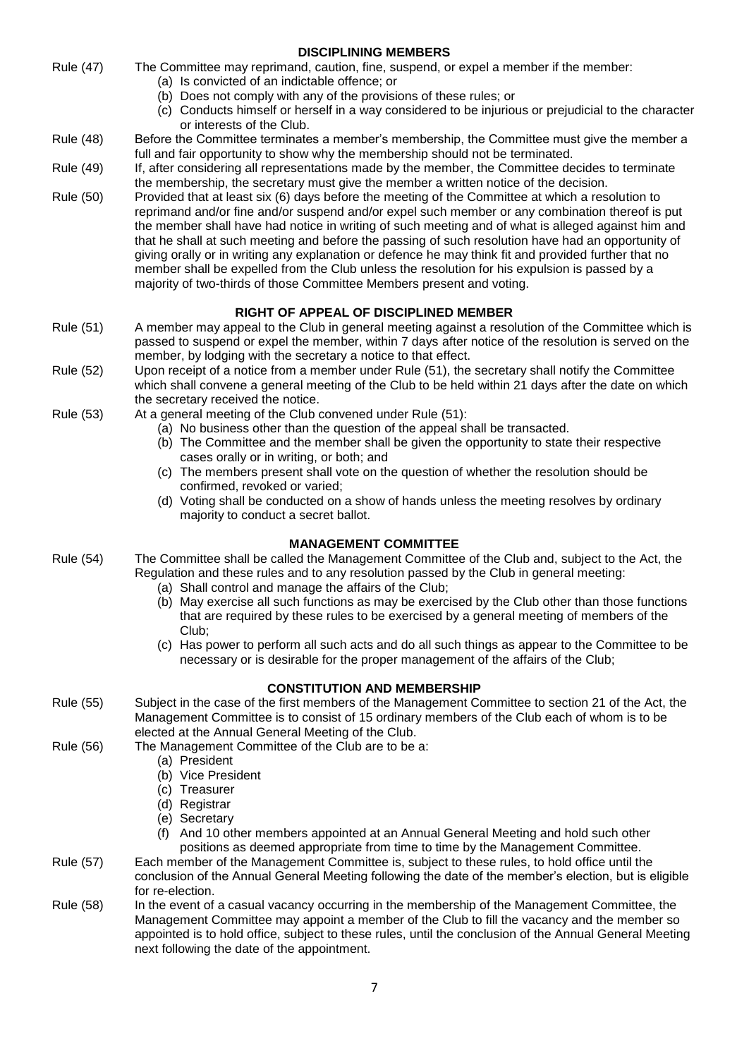## DISCIPLINING MEMBERS

Rule (47) The Committee may reprimand, caution, fine, suspend, or expel a member if the member:

(a) Is convicted of an indictable offence; or
(b) Does not comply with any of the provisions of these rules; or
(c) Conducts himself or herself in a way considered to be injurious or prejudicial to the character or interests of the Club.

Rule (48) Before the Committee terminates a member's membership, the Committee must give the member a full and fair opportunity to show why the membership should not be terminated.

Rule (49) If, after considering all representations made by the member, the Committee decides to terminate the membership, the secretary must give the member a written notice of the decision.

Rule (50) Provided that at least six (6) days before the meeting of the Committee at which a resolution to reprimand and/or fine and/or suspend and/or expel such member or any combination thereof is put the member shall have had notice in writing of such meeting and of what is alleged against him and that he shall at such meeting and before the passing of such resolution have had an opportunity of giving orally or in writing any explanation or defence he may think fit and provided further that no member shall be expelled from the Club unless the resolution for his expulsion is passed by a majority of two-thirds of those Committee Members present and voting.

## RIGHT OF APPEAL OF DISCIPLINED MEMBER

Rule (51) A member may appeal to the Club in general meeting against a resolution of the Committee which is passed to suspend or expel the member, within 7 days after notice of the resolution is served on the member, by lodging with the secretary a notice to that effect.

Rule (52) Upon receipt of a notice from a member under Rule (51), the secretary shall notify the Committee which shall convene a general meeting of the Club to be held within 21 days after the date on which the secretary received the notice.

Rule (53) At a general meeting of the Club convened under Rule (51):

(a) No business other than the question of the appeal shall be transacted.
(b) The Committee and the member shall be given the opportunity to state their respective cases orally or in writing, or both; and
(c) The members present shall vote on the question of whether the resolution should be confirmed, revoked or varied;
(d) Voting shall be conducted on a show of hands unless the meeting resolves by ordinary majority to conduct a secret ballot.

## MANAGEMENT COMMITTEE

Rule (54) The Committee shall be called the Management Committee of the Club and, subject to the Act, the Regulation and these rules and to any resolution passed by the Club in general meeting:

(a) Shall control and manage the affairs of the Club;
(b) May exercise all such functions as may be exercised by the Club other than those functions that are required by these rules to be exercised by a general meeting of members of the Club;
(c) Has power to perform all such acts and do all such things as appear to the Committee to be necessary or is desirable for the proper management of the affairs of the Club;

## CONSTITUTION AND MEMBERSHIP

Rule (55) Subject in the case of the first members of the Management Committee to section 21 of the Act, the Management Committee is to consist of 15 ordinary members of the Club each of whom is to be elected at the Annual General Meeting of the Club.

Rule (56) The Management Committee of the Club are to be a:

(a) President
(b) Vice President
(c) Treasurer
(d) Registrar
(e) Secretary
(f) And 10 other members appointed at an Annual General Meeting and hold such other positions as deemed appropriate from time to time by the Management Committee.

Rule (57) Each member of the Management Committee is, subject to these rules, to hold office until the conclusion of the Annual General Meeting following the date of the member's election, but is eligible for re-election.

Rule (58) In the event of a casual vacancy occurring in the membership of the Management Committee, the Management Committee may appoint a member of the Club to fill the vacancy and the member so appointed is to hold office, subject to these rules, until the conclusion of the Annual General Meeting next following the date of the appointment.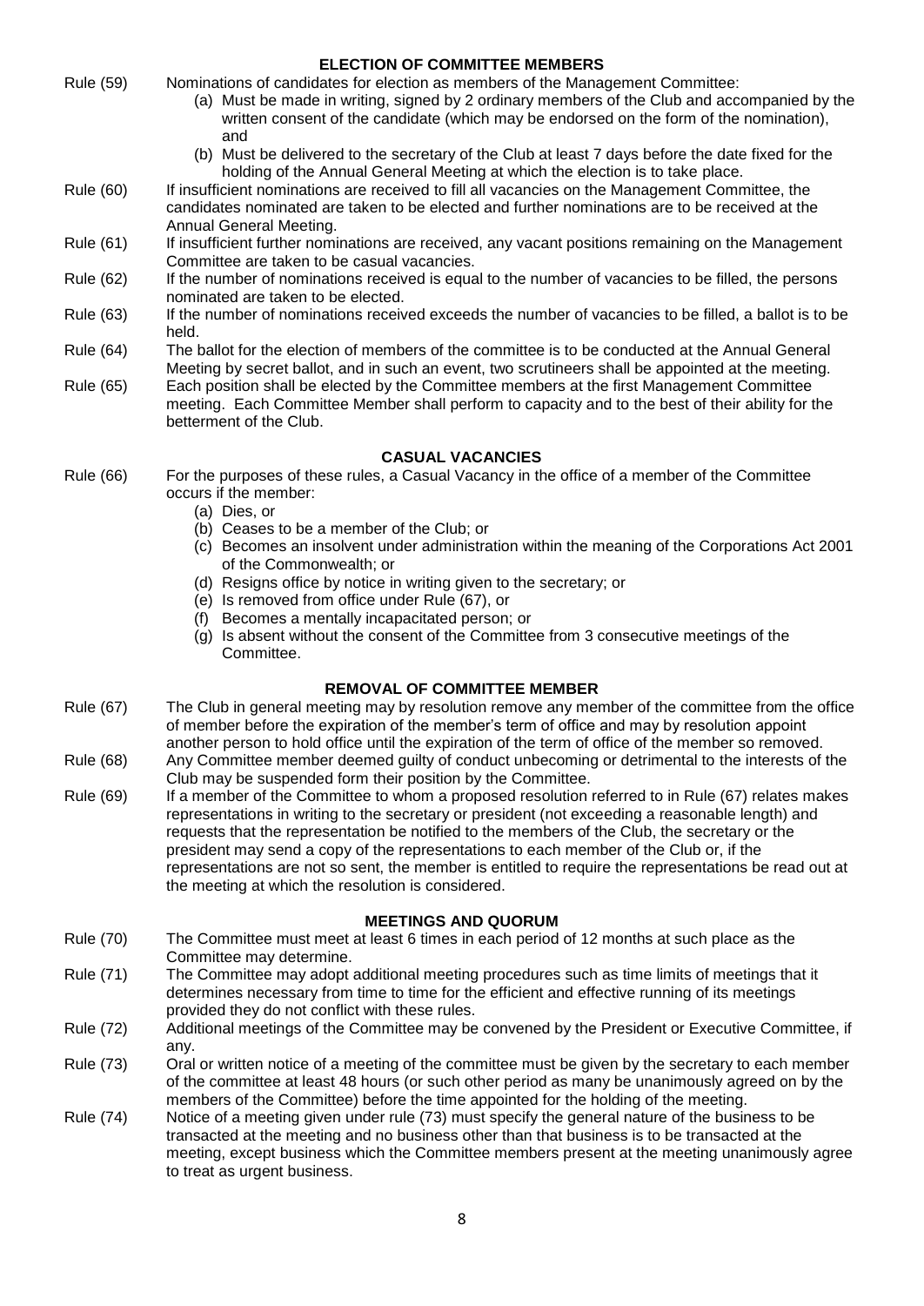## ELECTION OF COMMITTEE MEMBERS

Rule (59) Nominations of candidates for election as members of the Management Committee:

(a) Must be made in writing, signed by 2 ordinary members of the Club and accompanied by the written consent of the candidate (which may be endorsed on the form of the nomination), and

(b) Must be delivered to the secretary of the Club at least 7 days before the date fixed for the holding of the Annual General Meeting at which the election is to take place.

Rule (60) If insufficient nominations are received to fill all vacancies on the Management Committee, the candidates nominated are taken to be elected and further nominations are to be received at the Annual General Meeting.

Rule (61) If insufficient further nominations are received, any vacant positions remaining on the Management Committee are taken to be casual vacancies.

Rule (62) If the number of nominations received is equal to the number of vacancies to be filled, the persons nominated are taken to be elected.

Rule (63) If the number of nominations received exceeds the number of vacancies to be filled, a ballot is to be held.

Rule (64) The ballot for the election of members of the committee is to be conducted at the Annual General Meeting by secret ballot, and in such an event, two scrutineers shall be appointed at the meeting.

Rule (65) Each position shall be elected by the Committee members at the first Management Committee meeting. Each Committee Member shall perform to capacity and to the best of their ability for the betterment of the Club.

## CASUAL VACANCIES

Rule (66) For the purposes of these rules, a Casual Vacancy in the office of a member of the Committee occurs if the member:

(a) Dies, or

(b) Ceases to be a member of the Club; or

(c) Becomes an insolvent under administration within the meaning of the Corporations Act 2001 of the Commonwealth; or

(d) Resigns office by notice in writing given to the secretary; or

(e) Is removed from office under Rule (67), or

(f) Becomes a mentally incapacitated person; or

(g) Is absent without the consent of the Committee from 3 consecutive meetings of the Committee.

## REMOVAL OF COMMITTEE MEMBER

Rule (67) The Club in general meeting may by resolution remove any member of the committee from the office of member before the expiration of the member's term of office and may by resolution appoint another person to hold office until the expiration of the term of office of the member so removed.

Rule (68) Any Committee member deemed guilty of conduct unbecoming or detrimental to the interests of the Club may be suspended form their position by the Committee.

Rule (69) If a member of the Committee to whom a proposed resolution referred to in Rule (67) relates makes representations in writing to the secretary or president (not exceeding a reasonable length) and requests that the representation be notified to the members of the Club, the secretary or the president may send a copy of the representations to each member of the Club or, if the representations are not so sent, the member is entitled to require the representations be read out at the meeting at which the resolution is considered.

## MEETINGS AND QUORUM

Rule (70) The Committee must meet at least 6 times in each period of 12 months at such place as the Committee may determine.

Rule (71) The Committee may adopt additional meeting procedures such as time limits of meetings that it determines necessary from time to time for the efficient and effective running of its meetings provided they do not conflict with these rules.

Rule (72) Additional meetings of the Committee may be convened by the President or Executive Committee, if any.

Rule (73) Oral or written notice of a meeting of the committee must be given by the secretary to each member of the committee at least 48 hours (or such other period as many be unanimously agreed on by the members of the Committee) before the time appointed for the holding of the meeting.

Rule (74) Notice of a meeting given under rule (73) must specify the general nature of the business to be transacted at the meeting and no business other than that business is to be transacted at the meeting, except business which the Committee members present at the meeting unanimously agree to treat as urgent business.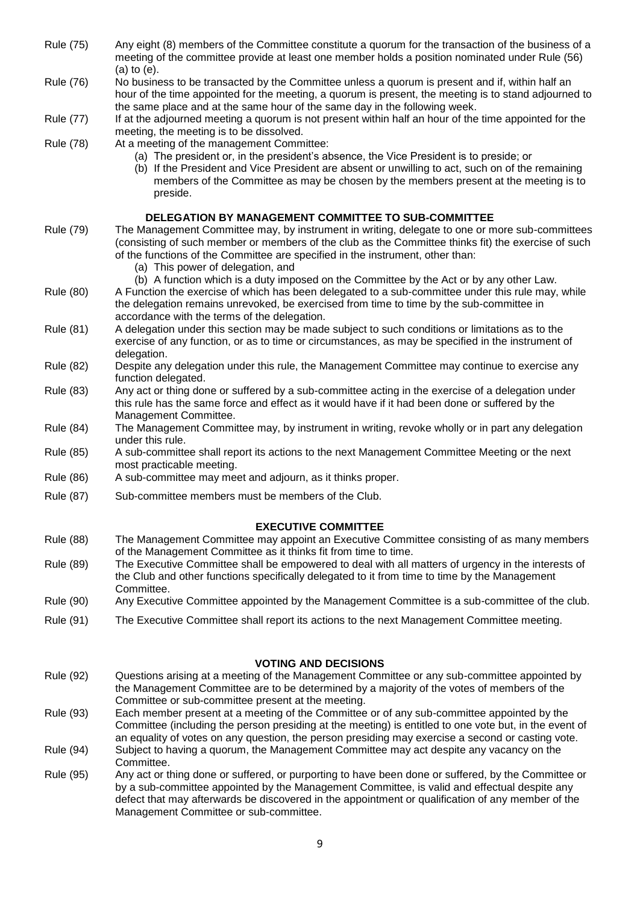Rule (75) Any eight (8) members of the Committee constitute a quorum for the transaction of the business of a meeting of the committee provide at least one member holds a position nominated under Rule (56) (a) to (e).

Rule (76) No business to be transacted by the Committee unless a quorum is present and if, within half an hour of the time appointed for the meeting, a quorum is present, the meeting is to stand adjourned to the same place and at the same hour of the same day in the following week.

Rule (77) If at the adjourned meeting a quorum is not present within half an hour of the time appointed for the meeting, the meeting is to be dissolved.

Rule (78) At a meeting of the management Committee:

(a) The president or, in the president's absence, the Vice President is to preside; or
(b) If the President and Vice President are absent or unwilling to act, such on of the remaining members of the Committee as may be chosen by the members present at the meeting is to preside.

## DELEGATION BY MANAGEMENT COMMITTEE TO SUB-COMMITTEE

Rule (79) The Management Committee may, by instrument in writing, delegate to one or more sub-committees (consisting of such member or members of the club as the Committee thinks fit) the exercise of such of the functions of the Committee are specified in the instrument, other than:

(a) This power of delegation, and
(b) A function which is a duty imposed on the Committee by the Act or by any other Law.

Rule (80) A Function the exercise of which has been delegated to a sub-committee under this rule may, while the delegation remains unrevoked, be exercised from time to time by the sub-committee in accordance with the terms of the delegation.

Rule (81) A delegation under this section may be made subject to such conditions or limitations as to the exercise of any function, or as to time or circumstances, as may be specified in the instrument of delegation.

Rule (82) Despite any delegation under this rule, the Management Committee may continue to exercise any function delegated.

Rule (83) Any act or thing done or suffered by a sub-committee acting in the exercise of a delegation under this rule has the same force and effect as it would have if it had been done or suffered by the Management Committee.

Rule (84) The Management Committee may, by instrument in writing, revoke wholly or in part any delegation under this rule.

Rule (85) A sub-committee shall report its actions to the next Management Committee Meeting or the next most practicable meeting.

Rule (86) A sub-committee may meet and adjourn, as it thinks proper.

Rule (87) Sub-committee members must be members of the Club.

## EXECUTIVE COMMITTEE

Rule (88) The Management Committee may appoint an Executive Committee consisting of as many members of the Management Committee as it thinks fit from time to time.

Rule (89) The Executive Committee shall be empowered to deal with all matters of urgency in the interests of the Club and other functions specifically delegated to it from time to time by the Management Committee.

Rule (90) Any Executive Committee appointed by the Management Committee is a sub-committee of the club.

Rule (91) The Executive Committee shall report its actions to the next Management Committee meeting.

## VOTING AND DECISIONS

Rule (92) Questions arising at a meeting of the Management Committee or any sub-committee appointed by the Management Committee are to be determined by a majority of the votes of members of the Committee or sub-committee present at the meeting.

Rule (93) Each member present at a meeting of the Committee or of any sub-committee appointed by the Committee (including the person presiding at the meeting) is entitled to one vote but, in the event of an equality of votes on any question, the person presiding may exercise a second or casting vote.

Rule (94) Subject to having a quorum, the Management Committee may act despite any vacancy on the Committee.

Rule (95) Any act or thing done or suffered, or purporting to have been done or suffered, by the Committee or by a sub-committee appointed by the Management Committee, is valid and effectual despite any defect that may afterwards be discovered in the appointment or qualification of any member of the Management Committee or sub-committee.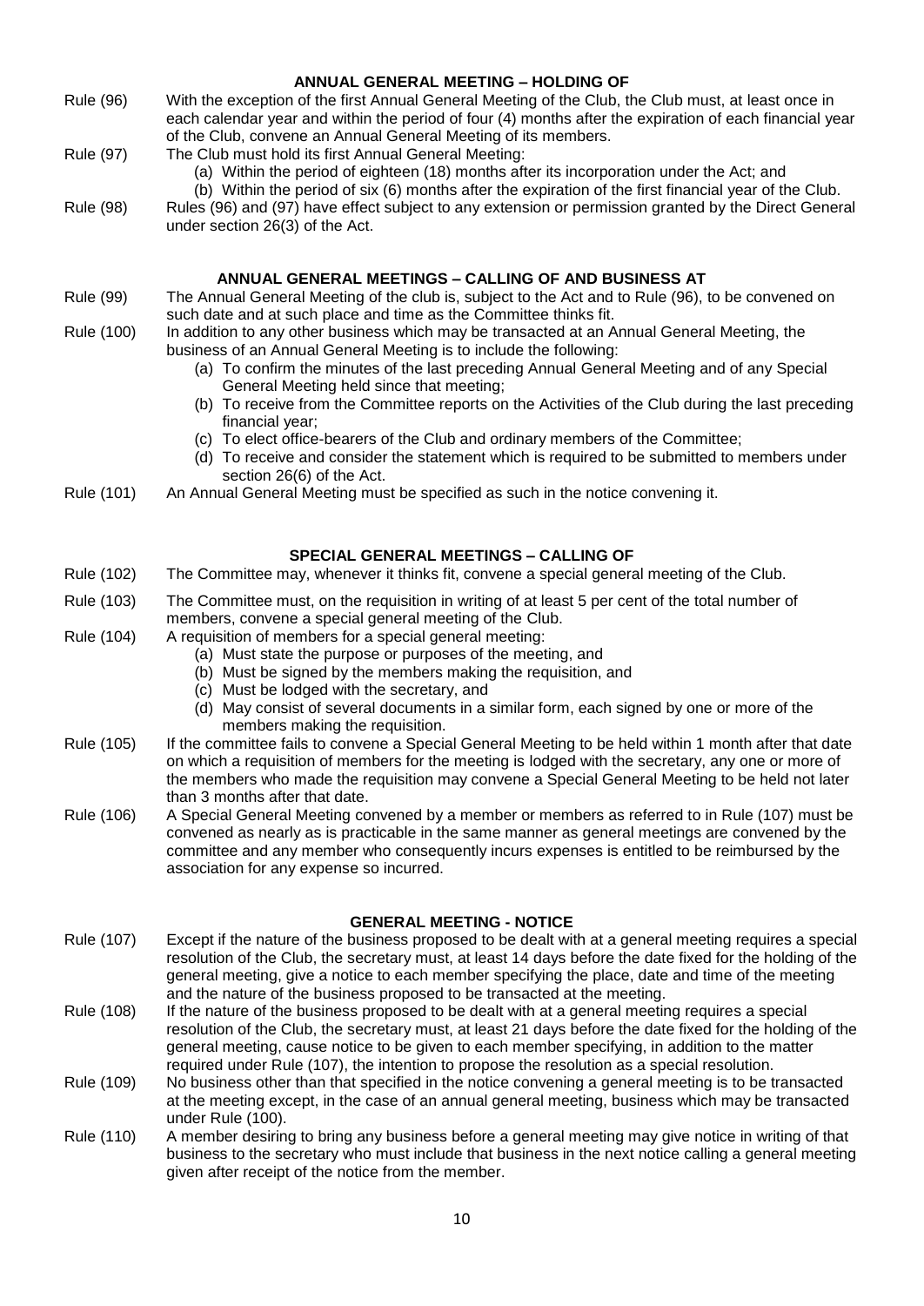### ANNUAL GENERAL MEETING – HOLDING OF

Rule (96) With the exception of the first Annual General Meeting of the Club, the Club must, at least once in each calendar year and within the period of four (4) months after the expiration of each financial year of the Club, convene an Annual General Meeting of its members.

Rule (97) The Club must hold its first Annual General Meeting:

(a) Within the period of eighteen (18) months after its incorporation under the Act; and
(b) Within the period of six (6) months after the expiration of the first financial year of the Club.

Rule (98) Rules (96) and (97) have effect subject to any extension or permission granted by the Direct General under section 26(3) of the Act.

### ANNUAL GENERAL MEETINGS – CALLING OF AND BUSINESS AT

Rule (99) The Annual General Meeting of the club is, subject to the Act and to Rule (96), to be convened on such date and at such place and time as the Committee thinks fit.

Rule (100) In addition to any other business which may be transacted at an Annual General Meeting, the business of an Annual General Meeting is to include the following:

(a) To confirm the minutes of the last preceding Annual General Meeting and of any Special General Meeting held since that meeting;
(b) To receive from the Committee reports on the Activities of the Club during the last preceding financial year;
(c) To elect office-bearers of the Club and ordinary members of the Committee;
(d) To receive and consider the statement which is required to be submitted to members under section 26(6) of the Act.

Rule (101) An Annual General Meeting must be specified as such in the notice convening it.

### SPECIAL GENERAL MEETINGS – CALLING OF

Rule (102) The Committee may, whenever it thinks fit, convene a special general meeting of the Club.

Rule (103) The Committee must, on the requisition in writing of at least 5 per cent of the total number of members, convene a special general meeting of the Club.

Rule (104) A requisition of members for a special general meeting:

(a) Must state the purpose or purposes of the meeting, and
(b) Must be signed by the members making the requisition, and
(c) Must be lodged with the secretary, and
(d) May consist of several documents in a similar form, each signed by one or more of the members making the requisition.

Rule (105) If the committee fails to convene a Special General Meeting to be held within 1 month after that date on which a requisition of members for the meeting is lodged with the secretary, any one or more of the members who made the requisition may convene a Special General Meeting to be held not later than 3 months after that date.

Rule (106) A Special General Meeting convened by a member or members as referred to in Rule (107) must be convened as nearly as is practicable in the same manner as general meetings are convened by the committee and any member who consequently incurs expenses is entitled to be reimbursed by the association for any expense so incurred.

### GENERAL MEETING - NOTICE

Rule (107) Except if the nature of the business proposed to be dealt with at a general meeting requires a special resolution of the Club, the secretary must, at least 14 days before the date fixed for the holding of the general meeting, give a notice to each member specifying the place, date and time of the meeting and the nature of the business proposed to be transacted at the meeting.

Rule (108) If the nature of the business proposed to be dealt with at a general meeting requires a special resolution of the Club, the secretary must, at least 21 days before the date fixed for the holding of the general meeting, cause notice to be given to each member specifying, in addition to the matter required under Rule (107), the intention to propose the resolution as a special resolution.

Rule (109) No business other than that specified in the notice convening a general meeting is to be transacted at the meeting except, in the case of an annual general meeting, business which may be transacted under Rule (100).

Rule (110) A member desiring to bring any business before a general meeting may give notice in writing of that business to the secretary who must include that business in the next notice calling a general meeting given after receipt of the notice from the member.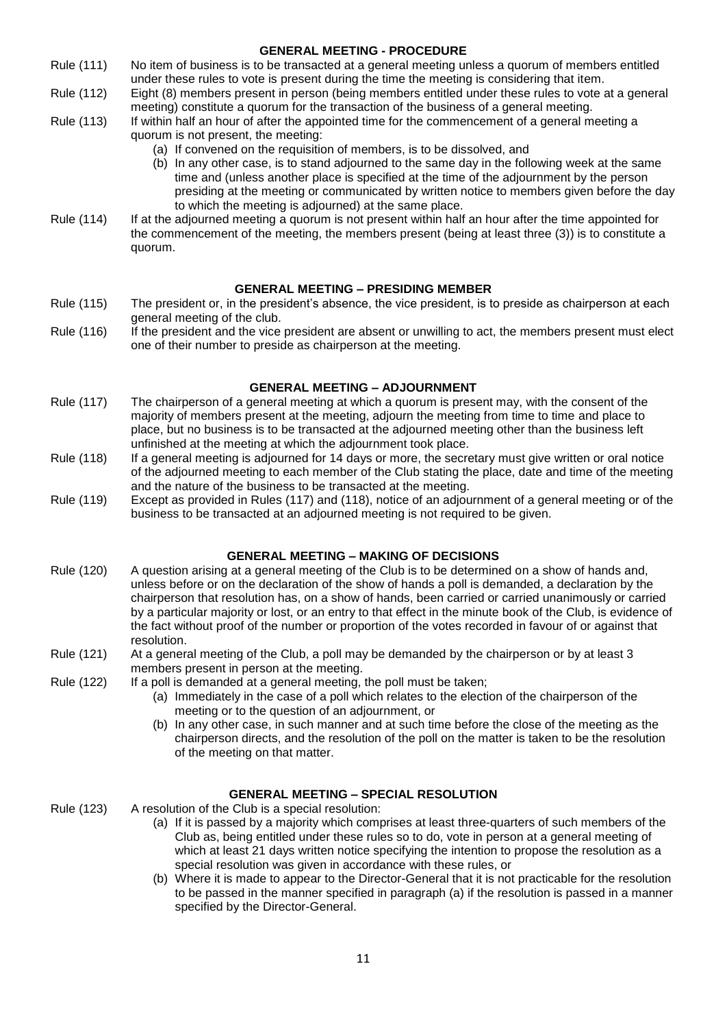## GENERAL MEETING - PROCEDURE

Rule (111) No item of business is to be transacted at a general meeting unless a quorum of members entitled under these rules to vote is present during the time the meeting is considering that item.

Rule (112) Eight (8) members present in person (being members entitled under these rules to vote at a general meeting) constitute a quorum for the transaction of the business of a general meeting.

Rule (113) If within half an hour of after the appointed time for the commencement of a general meeting a quorum is not present, the meeting:

- (a) If convened on the requisition of members, is to be dissolved, and
- (b) In any other case, is to stand adjourned to the same day in the following week at the same time and (unless another place is specified at the time of the adjournment by the person presiding at the meeting or communicated by written notice to members given before the day to which the meeting is adjourned) at the same place.

Rule (114) If at the adjourned meeting a quorum is not present within half an hour after the time appointed for the commencement of the meeting, the members present (being at least three (3)) is to constitute a quorum.

## GENERAL MEETING – PRESIDING MEMBER

Rule (115) The president or, in the president's absence, the vice president, is to preside as chairperson at each general meeting of the club.

Rule (116) If the president and the vice president are absent or unwilling to act, the members present must elect one of their number to preside as chairperson at the meeting.

## GENERAL MEETING – ADJOURNMENT

Rule (117) The chairperson of a general meeting at which a quorum is present may, with the consent of the majority of members present at the meeting, adjourn the meeting from time to time and place to place, but no business is to be transacted at the adjourned meeting other than the business left unfinished at the meeting at which the adjournment took place.

Rule (118) If a general meeting is adjourned for 14 days or more, the secretary must give written or oral notice of the adjourned meeting to each member of the Club stating the place, date and time of the meeting and the nature of the business to be transacted at the meeting.

Rule (119) Except as provided in Rules (117) and (118), notice of an adjournment of a general meeting or of the business to be transacted at an adjourned meeting is not required to be given.

## GENERAL MEETING – MAKING OF DECISIONS

Rule (120) A question arising at a general meeting of the Club is to be determined on a show of hands and, unless before or on the declaration of the show of hands a poll is demanded, a declaration by the chairperson that resolution has, on a show of hands, been carried or carried unanimously or carried by a particular majority or lost, or an entry to that effect in the minute book of the Club, is evidence of the fact without proof of the number or proportion of the votes recorded in favour of or against that resolution.

Rule (121) At a general meeting of the Club, a poll may be demanded by the chairperson or by at least 3 members present in person at the meeting.

Rule (122) If a poll is demanded at a general meeting, the poll must be taken;

- (a) Immediately in the case of a poll which relates to the election of the chairperson of the meeting or to the question of an adjournment, or
- (b) In any other case, in such manner and at such time before the close of the meeting as the chairperson directs, and the resolution of the poll on the matter is taken to be the resolution of the meeting on that matter.

## GENERAL MEETING – SPECIAL RESOLUTION

Rule (123) A resolution of the Club is a special resolution:

- (a) If it is passed by a majority which comprises at least three-quarters of such members of the Club as, being entitled under these rules so to do, vote in person at a general meeting of which at least 21 days written notice specifying the intention to propose the resolution as a special resolution was given in accordance with these rules, or
- (b) Where it is made to appear to the Director-General that it is not practicable for the resolution to be passed in the manner specified in paragraph (a) if the resolution is passed in a manner specified by the Director-General.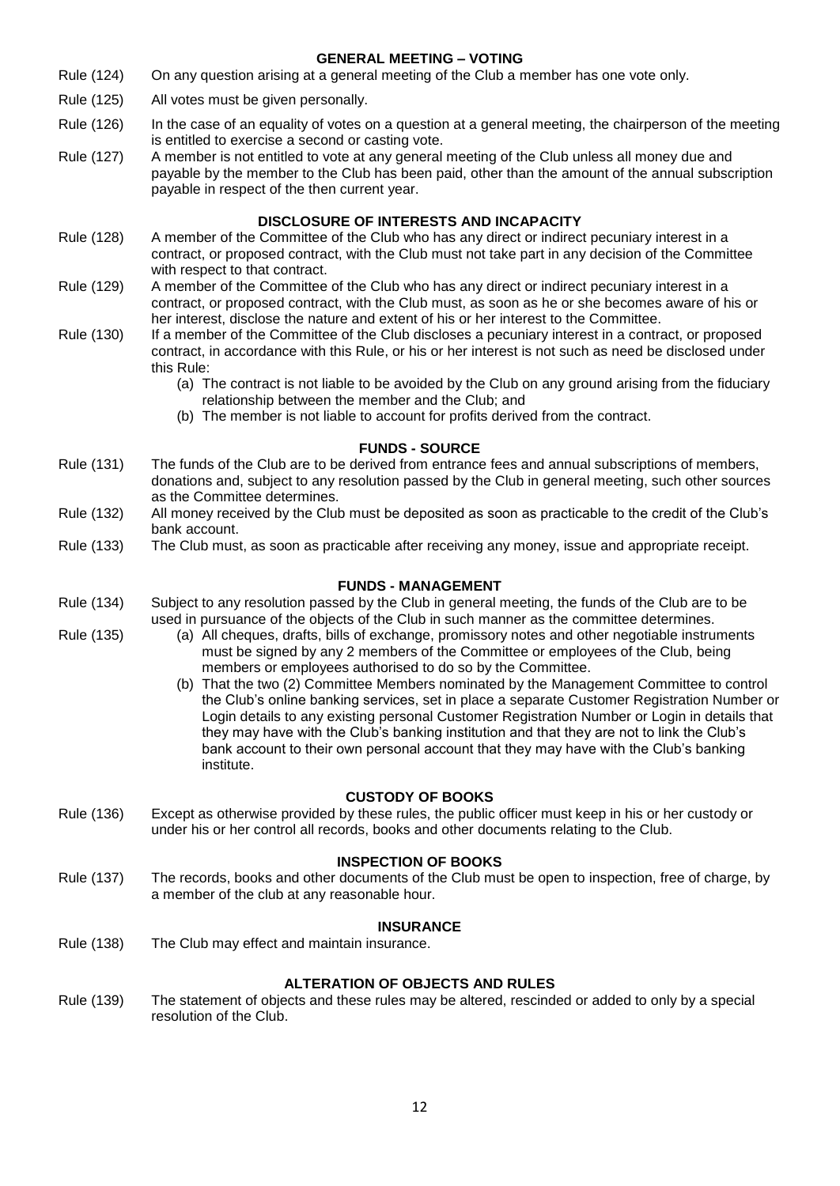## GENERAL MEETING – VOTING

Rule (124) On any question arising at a general meeting of the Club a member has one vote only.

Rule (125) All votes must be given personally.

Rule (126) In the case of an equality of votes on a question at a general meeting, the chairperson of the meeting is entitled to exercise a second or casting vote.

Rule (127) A member is not entitled to vote at any general meeting of the Club unless all money due and payable by the member to the Club has been paid, other than the amount of the annual subscription payable in respect of the then current year.

## DISCLOSURE OF INTERESTS AND INCAPACITY

Rule (128) A member of the Committee of the Club who has any direct or indirect pecuniary interest in a contract, or proposed contract, with the Club must not take part in any decision of the Committee with respect to that contract.

Rule (129) A member of the Committee of the Club who has any direct or indirect pecuniary interest in a contract, or proposed contract, with the Club must, as soon as he or she becomes aware of his or her interest, disclose the nature and extent of his or her interest to the Committee.

Rule (130) If a member of the Committee of the Club discloses a pecuniary interest in a contract, or proposed contract, in accordance with this Rule, or his or her interest is not such as need be disclosed under this Rule:

(a) The contract is not liable to be avoided by the Club on any ground arising from the fiduciary relationship between the member and the Club; and

(b) The member is not liable to account for profits derived from the contract.

## FUNDS - SOURCE

Rule (131) The funds of the Club are to be derived from entrance fees and annual subscriptions of members, donations and, subject to any resolution passed by the Club in general meeting, such other sources as the Committee determines.

Rule (132) All money received by the Club must be deposited as soon as practicable to the credit of the Club's bank account.

Rule (133) The Club must, as soon as practicable after receiving any money, issue and appropriate receipt.

## FUNDS - MANAGEMENT

Rule (134) Subject to any resolution passed by the Club in general meeting, the funds of the Club are to be used in pursuance of the objects of the Club in such manner as the committee determines.

Rule (135)

(a) All cheques, drafts, bills of exchange, promissory notes and other negotiable instruments must be signed by any 2 members of the Committee or employees of the Club, being members or employees authorised to do so by the Committee.

(b) That the two (2) Committee Members nominated by the Management Committee to control the Club's online banking services, set in place a separate Customer Registration Number or Login details to any existing personal Customer Registration Number or Login in details that they may have with the Club's banking institution and that they are not to link the Club's bank account to their own personal account that they may have with the Club's banking institute.

## CUSTODY OF BOOKS

Rule (136) Except as otherwise provided by these rules, the public officer must keep in his or her custody or under his or her control all records, books and other documents relating to the Club.

## INSPECTION OF BOOKS

Rule (137) The records, books and other documents of the Club must be open to inspection, free of charge, by a member of the club at any reasonable hour.

## INSURANCE

Rule (138) The Club may effect and maintain insurance.

## ALTERATION OF OBJECTS AND RULES

Rule (139) The statement of objects and these rules may be altered, rescinded or added to only by a special resolution of the Club.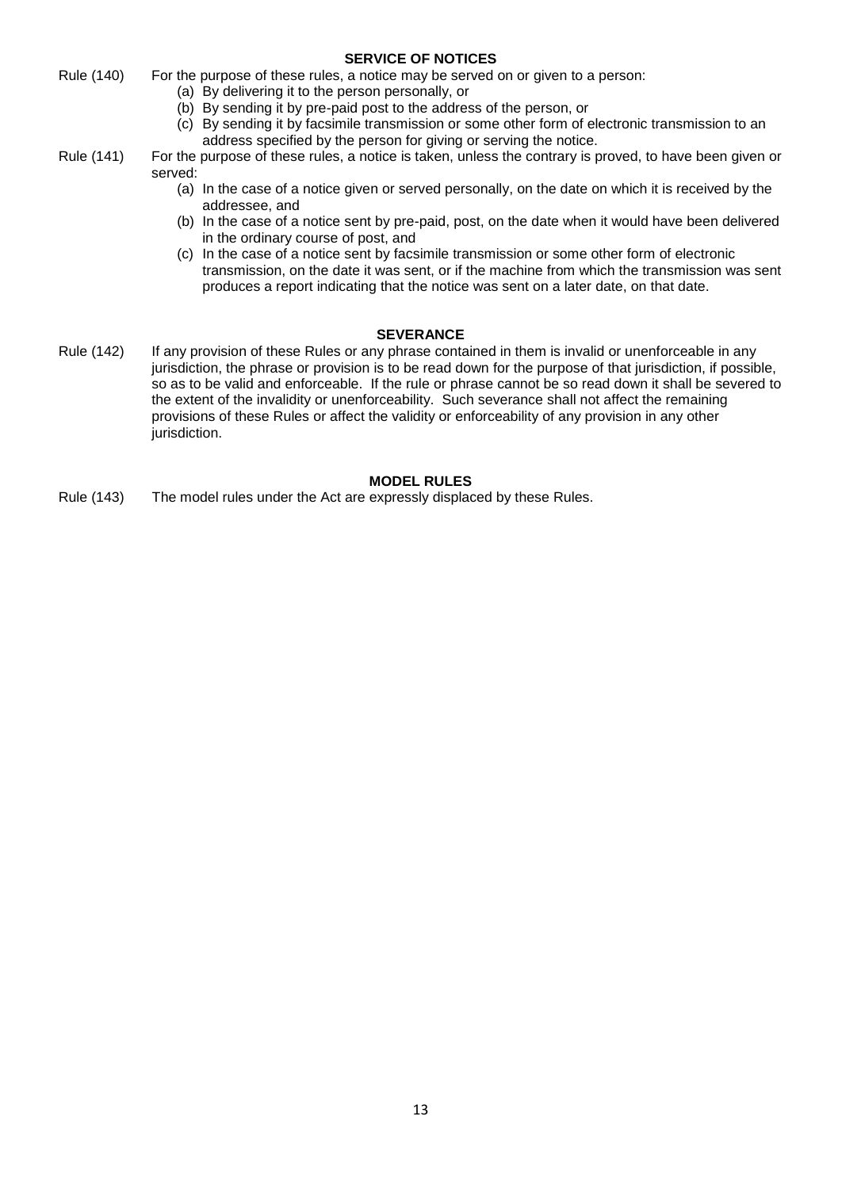## SERVICE OF NOTICES

Rule (140) For the purpose of these rules, a notice may be served on or given to a person:

(a) By delivering it to the person personally, or
(b) By sending it by pre-paid post to the address of the person, or
(c) By sending it by facsimile transmission or some other form of electronic transmission to an address specified by the person for giving or serving the notice.

Rule (141) For the purpose of these rules, a notice is taken, unless the contrary is proved, to have been given or served:

(a) In the case of a notice given or served personally, on the date on which it is received by the addressee, and
(b) In the case of a notice sent by pre-paid, post, on the date when it would have been delivered in the ordinary course of post, and
(c) In the case of a notice sent by facsimile transmission or some other form of electronic transmission, on the date it was sent, or if the machine from which the transmission was sent produces a report indicating that the notice was sent on a later date, on that date.

## SEVERANCE

Rule (142) If any provision of these Rules or any phrase contained in them is invalid or unenforceable in any jurisdiction, the phrase or provision is to be read down for the purpose of that jurisdiction, if possible, so as to be valid and enforceable. If the rule or phrase cannot be so read down it shall be severed to the extent of the invalidity or unenforceability. Such severance shall not affect the remaining provisions of these Rules or affect the validity or enforceability of any provision in any other jurisdiction.

## MODEL RULES

Rule (143) The model rules under the Act are expressly displaced by these Rules.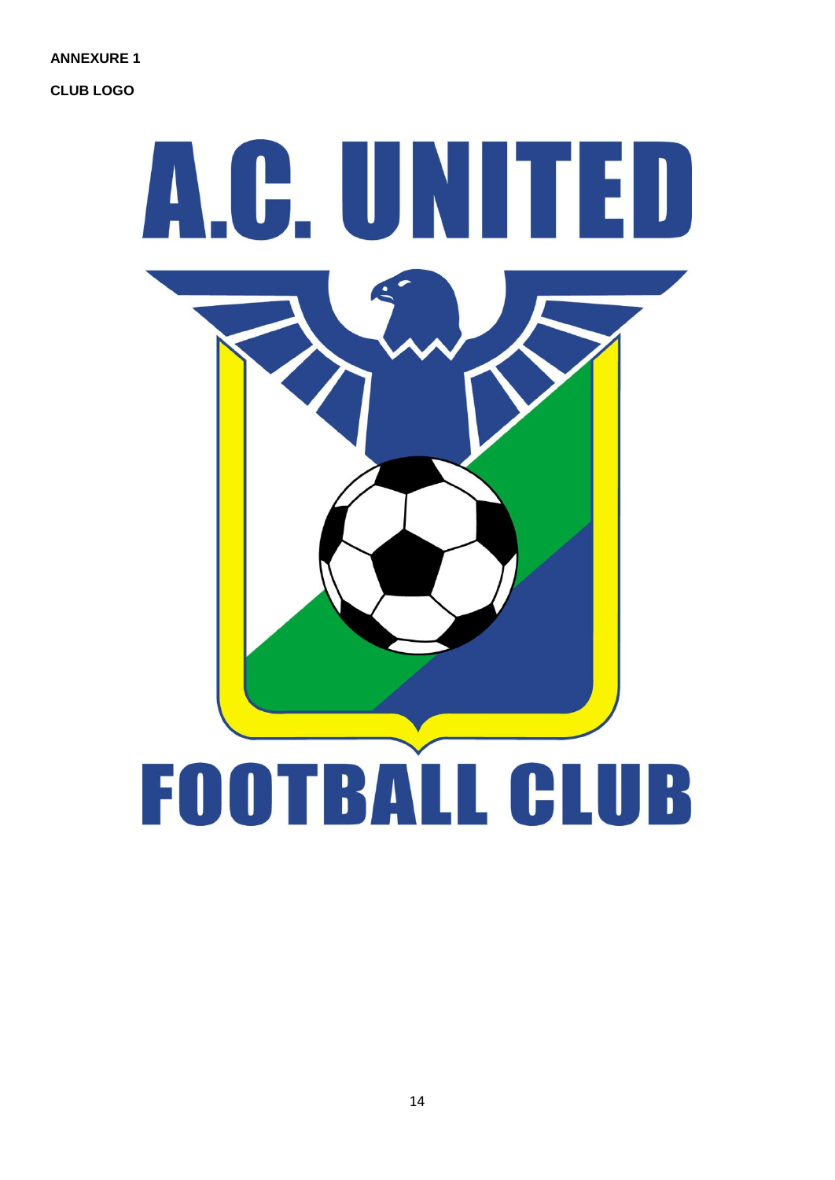**ANNEXURE 1**

**CLUB LOGO**

A.C. UNITED

FOOTBALL CLUB